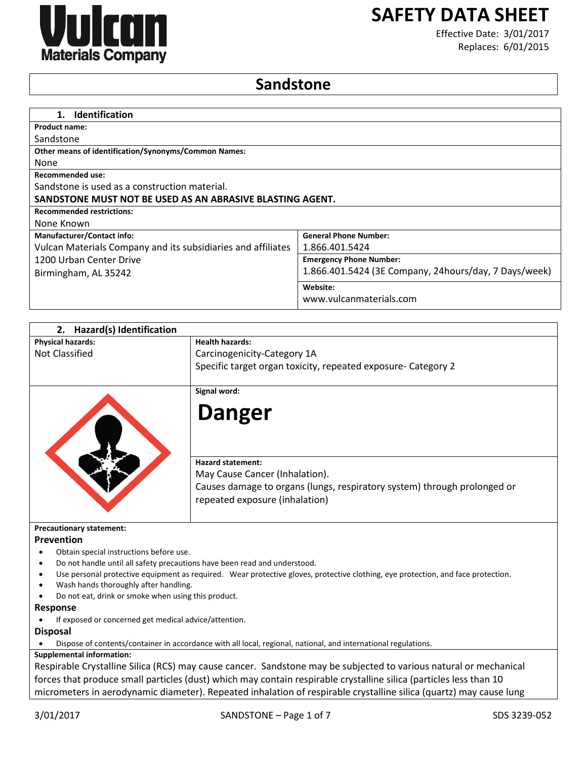# SAFETY DATA SHEET

Effective Date: 3/01/2017
Replaces: 6/01/2015

## Sandstone

## 1. Identification

**Product name:**
Sandstone

**Other means of identification/Synonyms/Common Names:**
None

**Recommended use:**
Sandstone is used as a construction material.
**SANDSTONE MUST NOT BE USED AS AN ABRASIVE BLASTING AGENT.**

**Recommended restrictions:**
None Known

| **Manufacturer/Contact info:** | **General Phone Number:** |
|---|---|
| Vulcan Materials Company and its subsidiaries and affiliates | 1.866.401.5424 |
| 1200 Urban Center Drive<br>Birmingham, AL 35242 | **Emergency Phone Number:**<br>1.866.401.5424 (3E Company, 24hours/day, 7 Days/week) |
| | **Website:**<br>www.vulcanmaterials.com |

## 2. Hazard(s) Identification

| **Physical hazards:** | **Health hazards:** |
|---|---|
| Not Classified | Carcinogenicity-Category 1A<br>Specific target organ toxicity, repeated exposure- Category 2 |

**Signal word:**

**Danger**

**Hazard statement:**
May Cause Cancer (Inhalation).
Causes damage to organs (lungs, respiratory system) through prolonged or repeated exposure (inhalation)

**Precautionary statement:**

**Prevention**

- Obtain special instructions before use.
- Do not handle until all safety precautions have been read and understood.
- Use personal protective equipment as required. Wear protective gloves, protective clothing, eye protection, and face protection.
- Wash hands thoroughly after handling.
- Do not eat, drink or smoke when using this product.

**Response**

- If exposed or concerned get medical advice/attention.

**Disposal**

- Dispose of contents/container in accordance with all local, regional, national, and international regulations.

**Supplemental information:**
Respirable Crystalline Silica (RCS) may cause cancer. Sandstone may be subjected to various natural or mechanical forces that produce small particles (dust) which may contain respirable crystalline silica (particles less than 10 micrometers in aerodynamic diameter). Repeated inhalation of respirable crystalline silica (quartz) may cause lung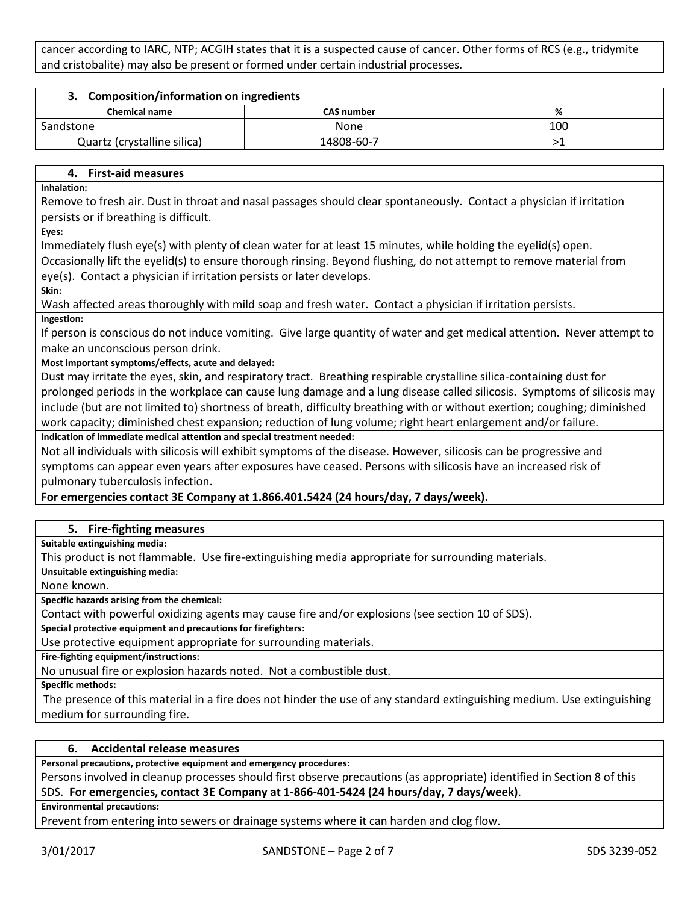cancer according to IARC, NTP; ACGIH states that it is a suspected cause of cancer. Other forms of RCS (e.g., tridymite and cristobalite) may also be present or formed under certain industrial processes.

## 3. Composition/information on ingredients

| Chemical name | CAS number | % |
|---|---|---|
| Sandstone | None | 100 |
| Quartz (crystalline silica) | 14808-60-7 | >1 |

## 4. First-aid measures

**Inhalation:**

Remove to fresh air. Dust in throat and nasal passages should clear spontaneously. Contact a physician if irritation persists or if breathing is difficult.

**Eyes:**

Immediately flush eye(s) with plenty of clean water for at least 15 minutes, while holding the eyelid(s) open. Occasionally lift the eyelid(s) to ensure thorough rinsing. Beyond flushing, do not attempt to remove material from eye(s). Contact a physician if irritation persists or later develops.

**Skin:**

Wash affected areas thoroughly with mild soap and fresh water. Contact a physician if irritation persists.

**Ingestion:**

If person is conscious do not induce vomiting. Give large quantity of water and get medical attention. Never attempt to make an unconscious person drink.

**Most important symptoms/effects, acute and delayed:**

Dust may irritate the eyes, skin, and respiratory tract. Breathing respirable crystalline silica-containing dust for prolonged periods in the workplace can cause lung damage and a lung disease called silicosis. Symptoms of silicosis may include (but are not limited to) shortness of breath, difficulty breathing with or without exertion; coughing; diminished work capacity; diminished chest expansion; reduction of lung volume; right heart enlargement and/or failure.

**Indication of immediate medical attention and special treatment needed:**

Not all individuals with silicosis will exhibit symptoms of the disease. However, silicosis can be progressive and symptoms can appear even years after exposures have ceased. Persons with silicosis have an increased risk of pulmonary tuberculosis infection.

**For emergencies contact 3E Company at 1.866.401.5424 (24 hours/day, 7 days/week).**

## 5. Fire-fighting measures

**Suitable extinguishing media:**

This product is not flammable. Use fire-extinguishing media appropriate for surrounding materials.

**Unsuitable extinguishing media:**

None known.

**Specific hazards arising from the chemical:**

Contact with powerful oxidizing agents may cause fire and/or explosions (see section 10 of SDS).

**Special protective equipment and precautions for firefighters:**

Use protective equipment appropriate for surrounding materials.

**Fire-fighting equipment/instructions:**

No unusual fire or explosion hazards noted. Not a combustible dust.

**Specific methods:**

The presence of this material in a fire does not hinder the use of any standard extinguishing medium. Use extinguishing medium for surrounding fire.

## 6. Accidental release measures

**Personal precautions, protective equipment and emergency procedures:**

Persons involved in cleanup processes should first observe precautions (as appropriate) identified in Section 8 of this SDS. **For emergencies, contact 3E Company at 1-866-401-5424 (24 hours/day, 7 days/week)**.

**Environmental precautions:**

Prevent from entering into sewers or drainage systems where it can harden and clog flow.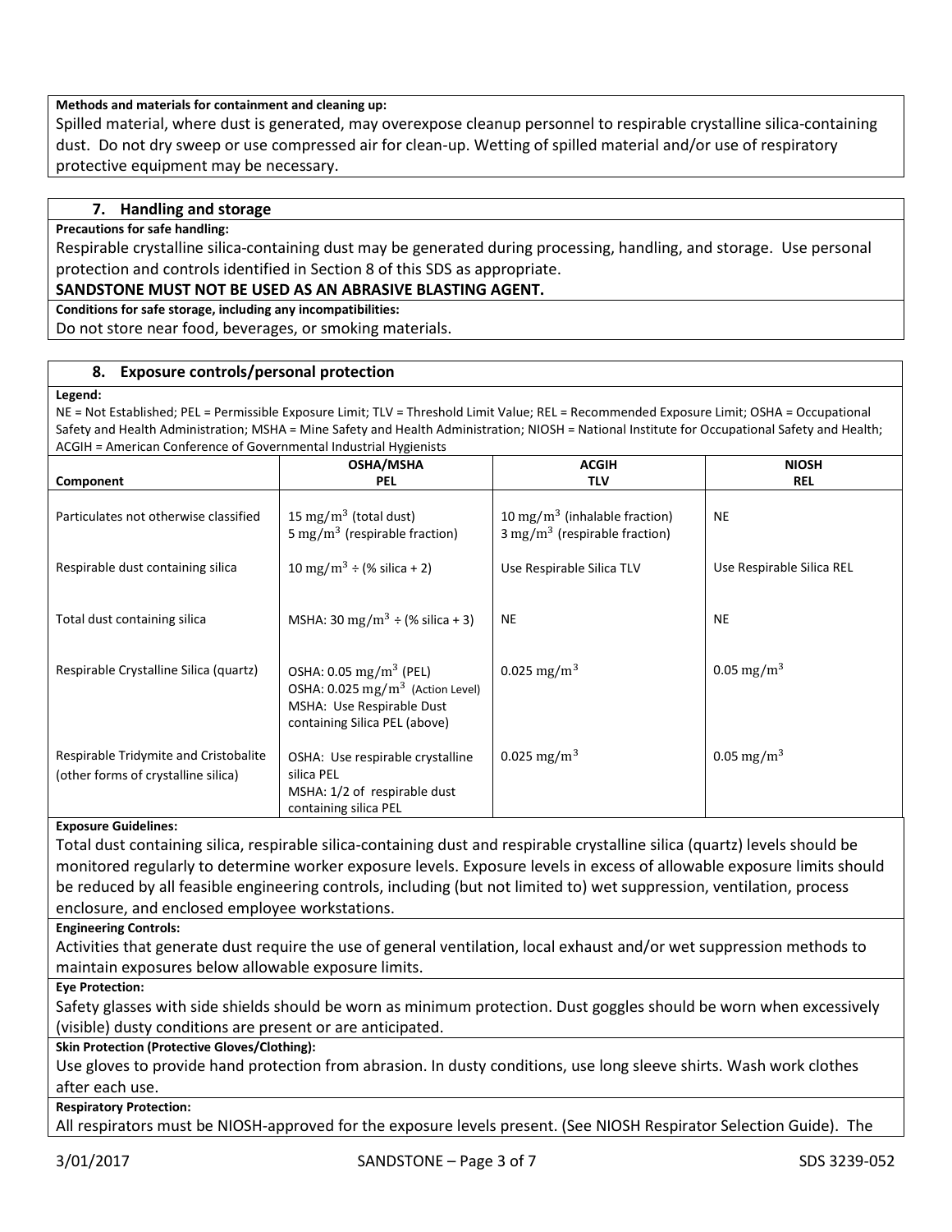**Methods and materials for containment and cleaning up:**

Spilled material, where dust is generated, may overexpose cleanup personnel to respirable crystalline silica-containing dust. Do not dry sweep or use compressed air for clean-up. Wetting of spilled material and/or use of respiratory protective equipment may be necessary.

## 7. Handling and storage

**Precautions for safe handling:**

Respirable crystalline silica-containing dust may be generated during processing, handling, and storage. Use personal protection and controls identified in Section 8 of this SDS as appropriate.

**SANDSTONE MUST NOT BE USED AS AN ABRASIVE BLASTING AGENT.**

**Conditions for safe storage, including any incompatibilities:**

Do not store near food, beverages, or smoking materials.

## 8. Exposure controls/personal protection

**Legend:**

NE = Not Established; PEL = Permissible Exposure Limit; TLV = Threshold Limit Value; REL = Recommended Exposure Limit; OSHA = Occupational Safety and Health Administration; MSHA = Mine Safety and Health Administration; NIOSH = National Institute for Occupational Safety and Health; ACGIH = American Conference of Governmental Industrial Hygienists

| Component | OSHA/MSHA PEL | ACGIH TLV | NIOSH REL |
|---|---|---|---|
| Particulates not otherwise classified | 15 $mg/m^3$ (total dust)<br>5 $mg/m^3$ (respirable fraction) | 10 $mg/m^3$ (inhalable fraction)<br>3 $mg/m^3$ (respirable fraction) | NE |
| Respirable dust containing silica | 10 $mg/m^3$ ÷ (% silica + 2) | Use Respirable Silica TLV | Use Respirable Silica REL |
| Total dust containing silica | MSHA: 30 $mg/m^3$ ÷ (% silica + 3) | NE | NE |
| Respirable Crystalline Silica (quartz) | OSHA: 0.05 $mg/m^3$ (PEL)<br>OSHA: 0.025 $mg/m^3$ (Action Level)<br>MSHA: Use Respirable Dust containing Silica PEL (above) | 0.025 $mg/m^3$ | 0.05 $mg/m^3$ |
| Respirable Tridymite and Cristobalite (other forms of crystalline silica) | OSHA: Use respirable crystalline silica PEL<br>MSHA: 1/2 of respirable dust containing silica PEL | 0.025 $mg/m^3$ | 0.05 $mg/m^3$ |

**Exposure Guidelines:**

Total dust containing silica, respirable silica-containing dust and respirable crystalline silica (quartz) levels should be monitored regularly to determine worker exposure levels. Exposure levels in excess of allowable exposure limits should be reduced by all feasible engineering controls, including (but not limited to) wet suppression, ventilation, process enclosure, and enclosed employee workstations.

**Engineering Controls:**

Activities that generate dust require the use of general ventilation, local exhaust and/or wet suppression methods to maintain exposures below allowable exposure limits.

**Eye Protection:**

Safety glasses with side shields should be worn as minimum protection. Dust goggles should be worn when excessively (visible) dusty conditions are present or are anticipated.

**Skin Protection (Protective Gloves/Clothing):**

Use gloves to provide hand protection from abrasion. In dusty conditions, use long sleeve shirts. Wash work clothes after each use.

**Respiratory Protection:**

All respirators must be NIOSH-approved for the exposure levels present. (See NIOSH Respirator Selection Guide). The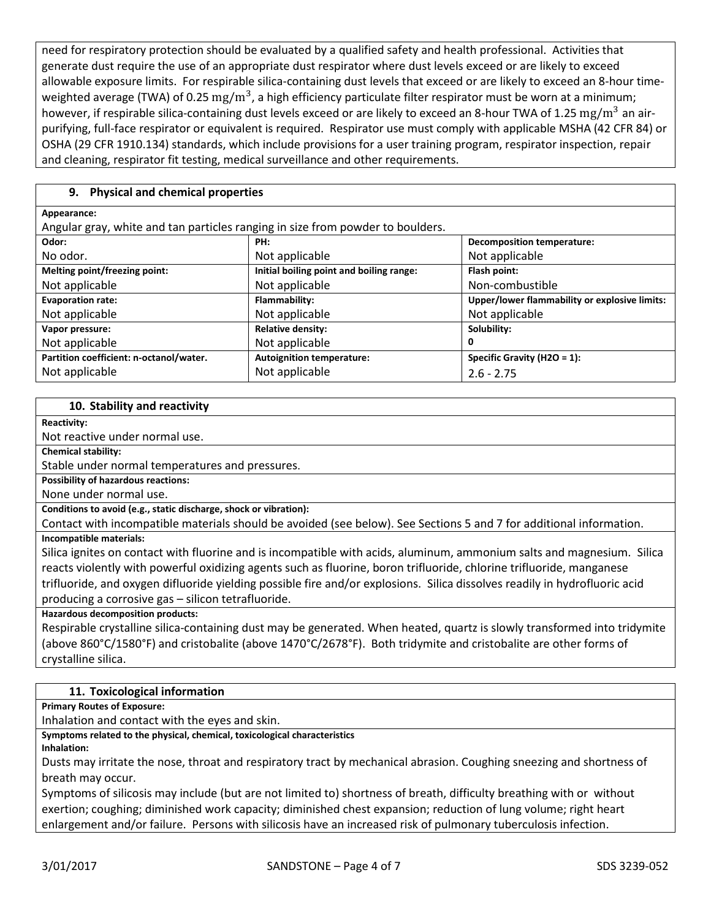need for respiratory protection should be evaluated by a qualified safety and health professional. Activities that generate dust require the use of an appropriate dust respirator where dust levels exceed or are likely to exceed allowable exposure limits. For respirable silica-containing dust levels that exceed or are likely to exceed an 8-hour time-weighted average (TWA) of 0.25 $mg/m^3$, a high efficiency particulate filter respirator must be worn at a minimum; however, if respirable silica-containing dust levels exceed or are likely to exceed an 8-hour TWA of 1.25 $mg/m^3$ an air-purifying, full-face respirator or equivalent is required. Respirator use must comply with applicable MSHA (42 CFR 84) or OSHA (29 CFR 1910.134) standards, which include provisions for a user training program, respirator inspection, repair and cleaning, respirator fit testing, medical surveillance and other requirements.

## 9. Physical and chemical properties

**Appearance:**

Angular gray, white and tan particles ranging in size from powder to boulders.

| **Odor:** | **PH:** | **Decomposition temperature:** |
|---|---|---|
| No odor. | Not applicable | Not applicable |
| **Melting point/freezing point:** | **Initial boiling point and boiling range:** | **Flash point:** |
| Not applicable | Not applicable | Non-combustible |
| **Evaporation rate:** | **Flammability:** | **Upper/lower flammability or explosive limits:** |
| Not applicable | Not applicable | Not applicable |
| **Vapor pressure:** | **Relative density:** | **Solubility:** |
| Not applicable | Not applicable | 0 |
| **Partition coefficient: n-octanol/water.** | **Autoignition temperature:** | **Specific Gravity ($H_2O$ = 1):** |
| Not applicable | Not applicable | 2.6 - 2.75 |

## 10. Stability and reactivity

**Reactivity:**

Not reactive under normal use.

**Chemical stability:**

Stable under normal temperatures and pressures.

**Possibility of hazardous reactions:**

None under normal use.

**Conditions to avoid (e.g., static discharge, shock or vibration):**

Contact with incompatible materials should be avoided (see below). See Sections 5 and 7 for additional information.

**Incompatible materials:**

Silica ignites on contact with fluorine and is incompatible with acids, aluminum, ammonium salts and magnesium. Silica reacts violently with powerful oxidizing agents such as fluorine, boron trifluoride, chlorine trifluoride, manganese trifluoride, and oxygen difluoride yielding possible fire and/or explosions. Silica dissolves readily in hydrofluoric acid producing a corrosive gas – silicon tetrafluoride.

**Hazardous decomposition products:**

Respirable crystalline silica-containing dust may be generated. When heated, quartz is slowly transformed into tridymite (above 860°C/1580°F) and cristobalite (above 1470°C/2678°F). Both tridymite and cristobalite are other forms of crystalline silica.

## 11. Toxicological information

**Primary Routes of Exposure:**

Inhalation and contact with the eyes and skin.

**Symptoms related to the physical, chemical, toxicological characteristics**

**Inhalation:**

Dusts may irritate the nose, throat and respiratory tract by mechanical abrasion. Coughing sneezing and shortness of breath may occur.

Symptoms of silicosis may include (but are not limited to) shortness of breath, difficulty breathing with or without exertion; coughing; diminished work capacity; diminished chest expansion; reduction of lung volume; right heart enlargement and/or failure. Persons with silicosis have an increased risk of pulmonary tuberculosis infection.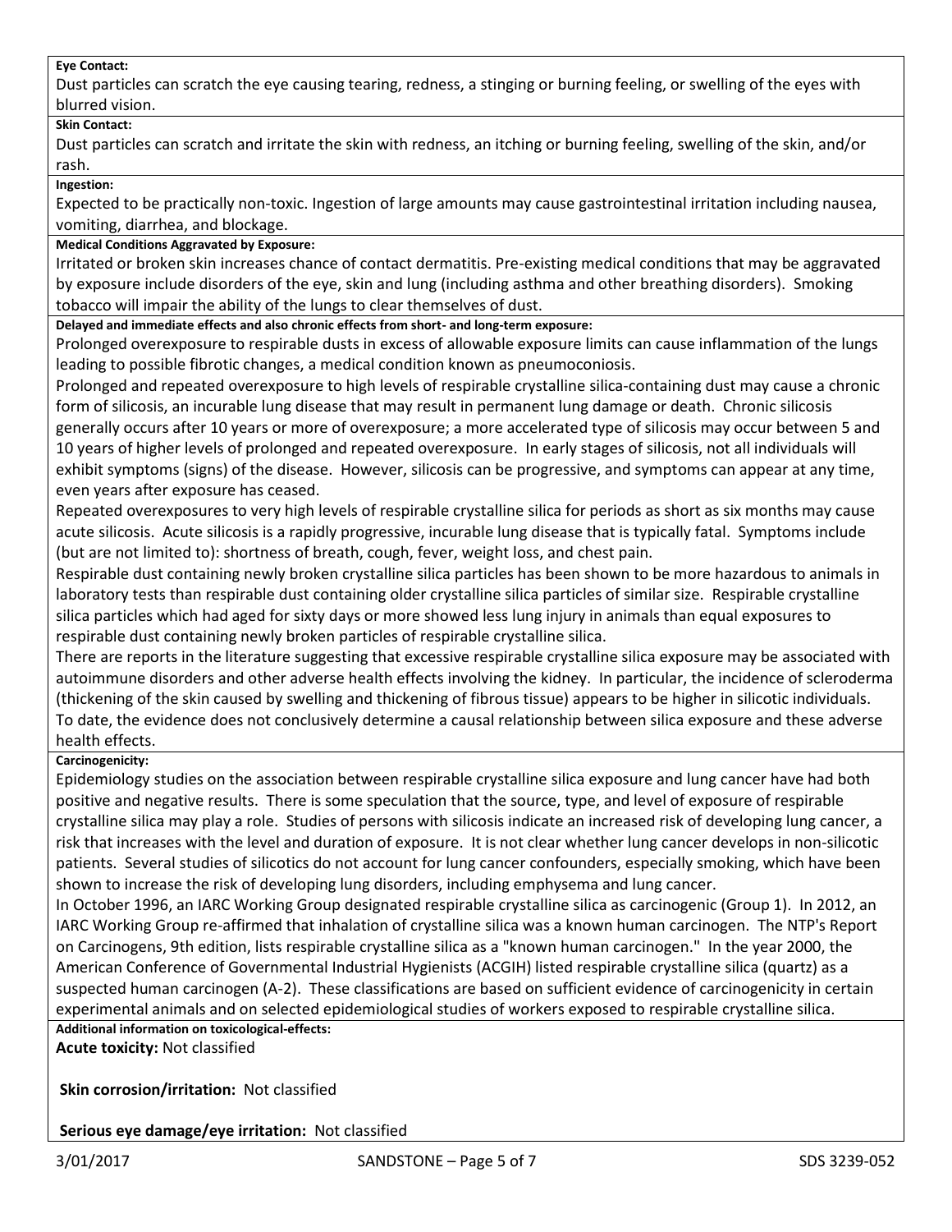**Eye Contact:**

Dust particles can scratch the eye causing tearing, redness, a stinging or burning feeling, or swelling of the eyes with blurred vision.

**Skin Contact:**

Dust particles can scratch and irritate the skin with redness, an itching or burning feeling, swelling of the skin, and/or rash.

**Ingestion:**

Expected to be practically non-toxic. Ingestion of large amounts may cause gastrointestinal irritation including nausea, vomiting, diarrhea, and blockage.

**Medical Conditions Aggravated by Exposure:**

Irritated or broken skin increases chance of contact dermatitis. Pre-existing medical conditions that may be aggravated by exposure include disorders of the eye, skin and lung (including asthma and other breathing disorders). Smoking tobacco will impair the ability of the lungs to clear themselves of dust.

**Delayed and immediate effects and also chronic effects from short- and long-term exposure:**

Prolonged overexposure to respirable dusts in excess of allowable exposure limits can cause inflammation of the lungs leading to possible fibrotic changes, a medical condition known as pneumoconiosis.

Prolonged and repeated overexposure to high levels of respirable crystalline silica-containing dust may cause a chronic form of silicosis, an incurable lung disease that may result in permanent lung damage or death. Chronic silicosis generally occurs after 10 years or more of overexposure; a more accelerated type of silicosis may occur between 5 and 10 years of higher levels of prolonged and repeated overexposure. In early stages of silicosis, not all individuals will exhibit symptoms (signs) of the disease. However, silicosis can be progressive, and symptoms can appear at any time, even years after exposure has ceased.

Repeated overexposures to very high levels of respirable crystalline silica for periods as short as six months may cause acute silicosis. Acute silicosis is a rapidly progressive, incurable lung disease that is typically fatal. Symptoms include (but are not limited to): shortness of breath, cough, fever, weight loss, and chest pain.

Respirable dust containing newly broken crystalline silica particles has been shown to be more hazardous to animals in laboratory tests than respirable dust containing older crystalline silica particles of similar size. Respirable crystalline silica particles which had aged for sixty days or more showed less lung injury in animals than equal exposures to respirable dust containing newly broken particles of respirable crystalline silica.

There are reports in the literature suggesting that excessive respirable crystalline silica exposure may be associated with autoimmune disorders and other adverse health effects involving the kidney. In particular, the incidence of scleroderma (thickening of the skin caused by swelling and thickening of fibrous tissue) appears to be higher in silicotic individuals. To date, the evidence does not conclusively determine a causal relationship between silica exposure and these adverse health effects.

**Carcinogenicity:**

Epidemiology studies on the association between respirable crystalline silica exposure and lung cancer have had both positive and negative results. There is some speculation that the source, type, and level of exposure of respirable crystalline silica may play a role. Studies of persons with silicosis indicate an increased risk of developing lung cancer, a risk that increases with the level and duration of exposure. It is not clear whether lung cancer develops in non-silicotic patients. Several studies of silicotics do not account for lung cancer confounders, especially smoking, which have been shown to increase the risk of developing lung disorders, including emphysema and lung cancer.

In October 1996, an IARC Working Group designated respirable crystalline silica as carcinogenic (Group 1). In 2012, an IARC Working Group re-affirmed that inhalation of crystalline silica was a known human carcinogen. The NTP's Report on Carcinogens, 9th edition, lists respirable crystalline silica as a "known human carcinogen." In the year 2000, the American Conference of Governmental Industrial Hygienists (ACGIH) listed respirable crystalline silica (quartz) as a suspected human carcinogen (A-2). These classifications are based on sufficient evidence of carcinogenicity in certain experimental animals and on selected epidemiological studies of workers exposed to respirable crystalline silica.

**Additional information on toxicological-effects:**

**Acute toxicity:** Not classified

**Skin corrosion/irritation:** Not classified

**Serious eye damage/eye irritation:** Not classified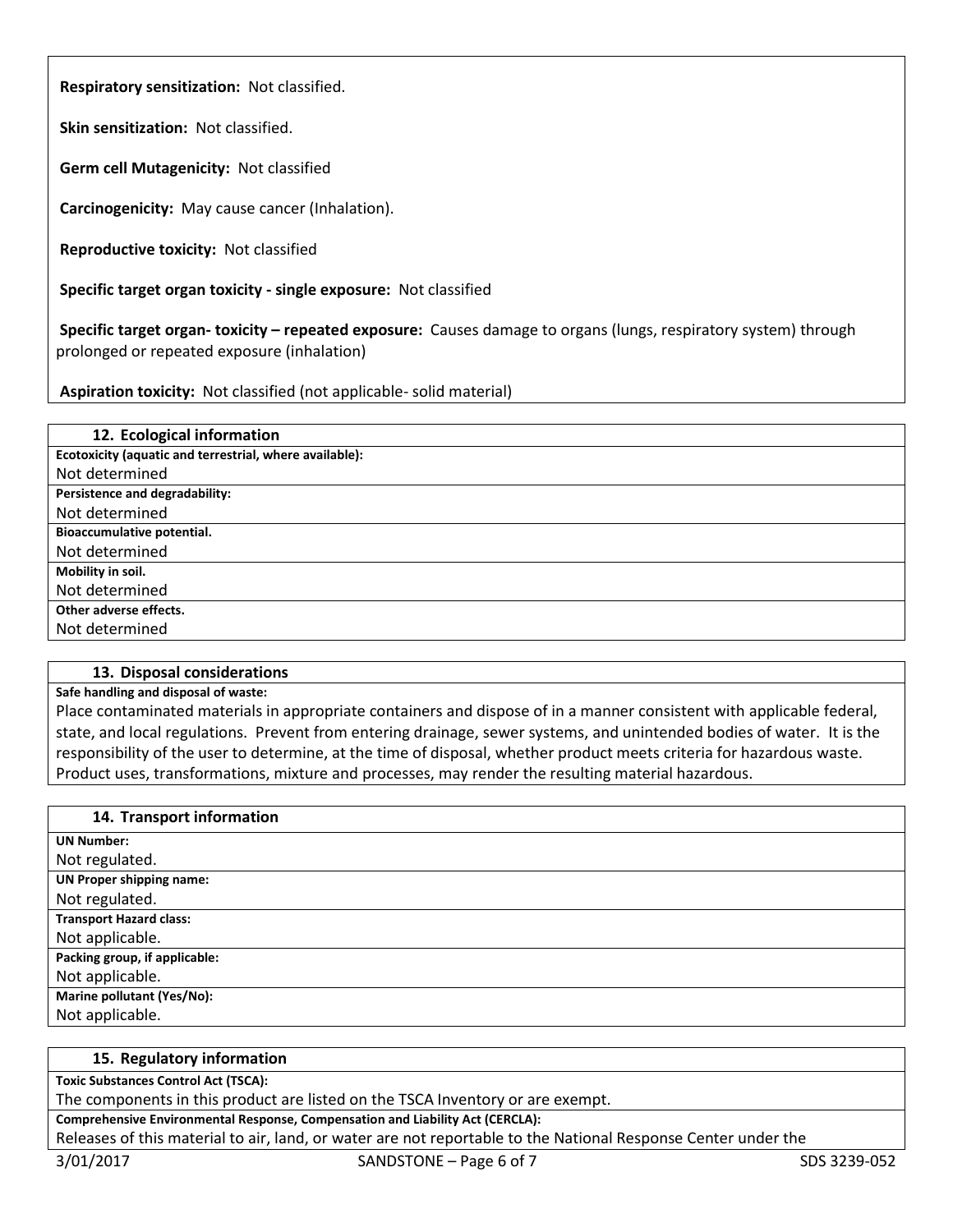**Respiratory sensitization:** Not classified.

**Skin sensitization:** Not classified.

**Germ cell Mutagenicity:** Not classified

**Carcinogenicity:** May cause cancer (Inhalation).

**Reproductive toxicity:** Not classified

**Specific target organ toxicity - single exposure:** Not classified

**Specific target organ- toxicity – repeated exposure:** Causes damage to organs (lungs, respiratory system) through prolonged or repeated exposure (inhalation)

**Aspiration toxicity:** Not classified (not applicable- solid material)

## 12. Ecological information

**Ecotoxicity (aquatic and terrestrial, where available):**
Not determined

**Persistence and degradability:**
Not determined

**Bioaccumulative potential.**
Not determined

**Mobility in soil.**
Not determined

**Other adverse effects.**
Not determined

## 13. Disposal considerations

**Safe handling and disposal of waste:**
Place contaminated materials in appropriate containers and dispose of in a manner consistent with applicable federal, state, and local regulations. Prevent from entering drainage, sewer systems, and unintended bodies of water. It is the responsibility of the user to determine, at the time of disposal, whether product meets criteria for hazardous waste. Product uses, transformations, mixture and processes, may render the resulting material hazardous.

## 14. Transport information

**UN Number:**
Not regulated.

**UN Proper shipping name:**
Not regulated.

**Transport Hazard class:**
Not applicable.

**Packing group, if applicable:**
Not applicable.

**Marine pollutant (Yes/No):**
Not applicable.

## 15. Regulatory information

**Toxic Substances Control Act (TSCA):**
The components in this product are listed on the TSCA Inventory or are exempt.

**Comprehensive Environmental Response, Compensation and Liability Act (CERCLA):**
Releases of this material to air, land, or water are not reportable to the National Response Center under the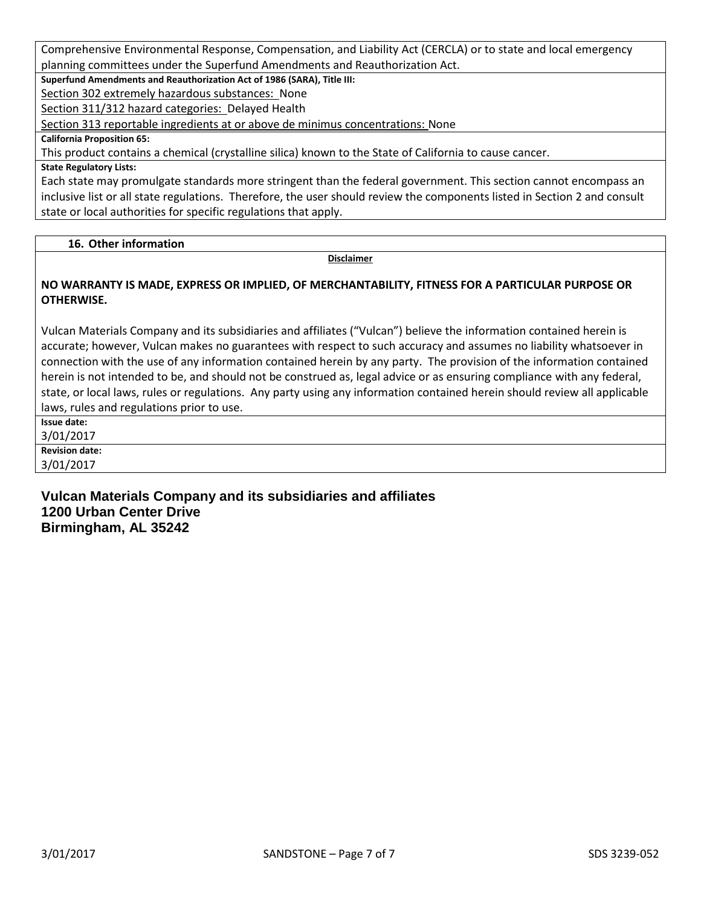Comprehensive Environmental Response, Compensation, and Liability Act (CERCLA) or to state and local emergency planning committees under the Superfund Amendments and Reauthorization Act.

**Superfund Amendments and Reauthorization Act of 1986 (SARA), Title III:**

Section 302 extremely hazardous substances: None

Section 311/312 hazard categories: Delayed Health

Section 313 reportable ingredients at or above de minimus concentrations: None

**California Proposition 65:**

This product contains a chemical (crystalline silica) known to the State of California to cause cancer.

**State Regulatory Lists:**

Each state may promulgate standards more stringent than the federal government. This section cannot encompass an inclusive list or all state regulations. Therefore, the user should review the components listed in Section 2 and consult state or local authorities for specific regulations that apply.

## 16. Other information

**Disclaimer**

**NO WARRANTY IS MADE, EXPRESS OR IMPLIED, OF MERCHANTABILITY, FITNESS FOR A PARTICULAR PURPOSE OR OTHERWISE.**

Vulcan Materials Company and its subsidiaries and affiliates ("Vulcan") believe the information contained herein is accurate; however, Vulcan makes no guarantees with respect to such accuracy and assumes no liability whatsoever in connection with the use of any information contained herein by any party. The provision of the information contained herein is not intended to be, and should not be construed as, legal advice or as ensuring compliance with any federal, state, or local laws, rules or regulations. Any party using any information contained herein should review all applicable laws, rules and regulations prior to use.

**Issue date:**

3/01/2017

**Revision date:**

3/01/2017

**Vulcan Materials Company and its subsidiaries and affiliates**
**1200 Urban Center Drive**
**Birmingham, AL 35242**